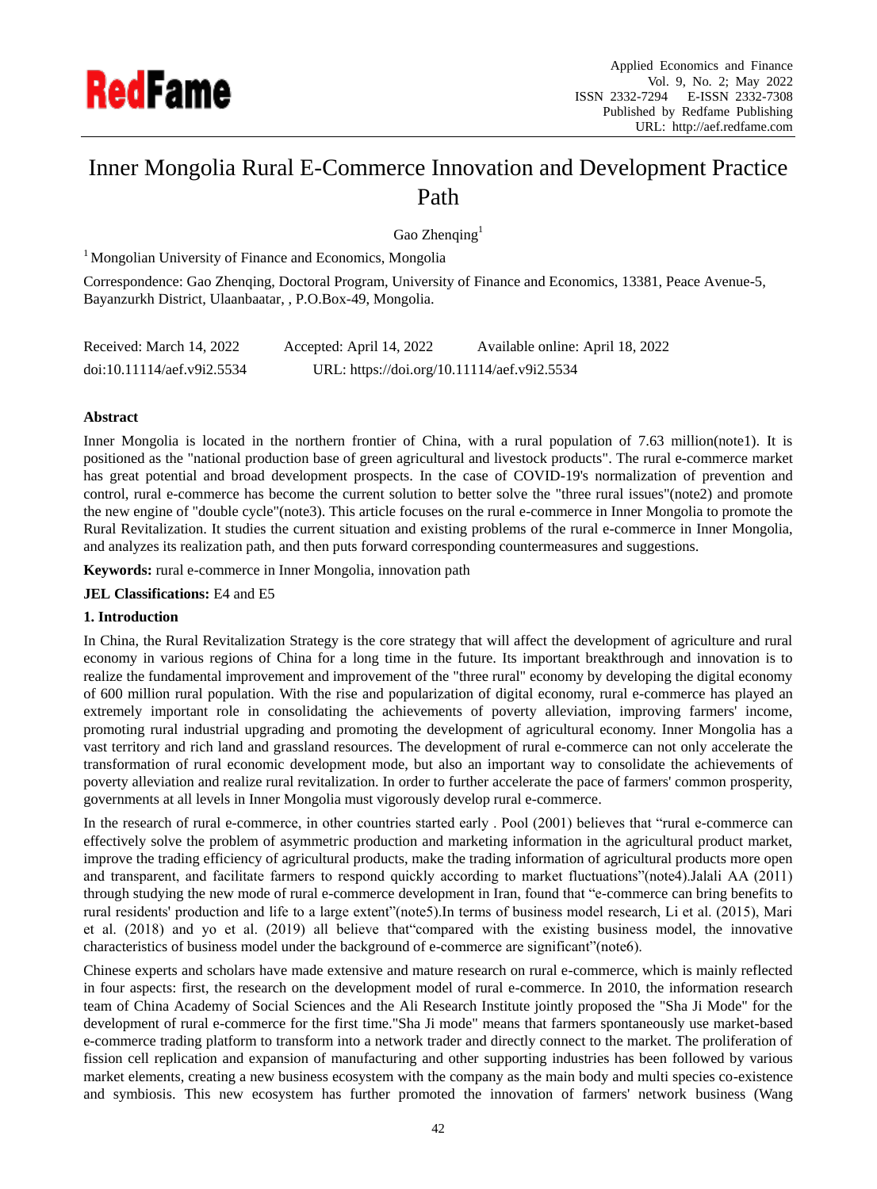# Inner Mongolia Rural E-Commerce Innovation and Development Practice Path

Gao Zhenqing[1]

[1] Mongolian University of Finance and Economics, Mongolia

Correspondence: Gao Zhenqing, Doctoral Program, University of Finance and Economics, 13381, Peace Avenue-5, Bayanzurkh District, Ulaanbaatar, , P.O.Box-49, Mongolia.

Received: March 14, 2022　　Accepted: April 14, 2022　　Available online: April 18, 2022

doi:10.11114/aef.v9i2.5534　　URL: https://doi.org/10.11114/aef.v9i2.5534

**Abstract**

Inner Mongolia is located in the northern frontier of China, with a rural population of 7.63 million(note1). It is positioned as the "national production base of green agricultural and livestock products". The rural e-commerce market has great potential and broad development prospects. In the case of COVID-19's normalization of prevention and control, rural e-commerce has become the current solution to better solve the "three rural issues"(note2) and promote the new engine of "double cycle"(note3). This article focuses on the rural e-commerce in Inner Mongolia to promote the Rural Revitalization. It studies the current situation and existing problems of the rural e-commerce in Inner Mongolia, and analyzes its realization path, and then puts forward corresponding countermeasures and suggestions.

**Keywords:** rural e-commerce in Inner Mongolia, innovation path

**JEL Classifications:** E4 and E5

## 1. Introduction

In China, the Rural Revitalization Strategy is the core strategy that will affect the development of agriculture and rural economy in various regions of China for a long time in the future. Its important breakthrough and innovation is to realize the fundamental improvement and improvement of the "three rural" economy by developing the digital economy of 600 million rural population. With the rise and popularization of digital economy, rural e-commerce has played an extremely important role in consolidating the achievements of poverty alleviation, improving farmers' income, promoting rural industrial upgrading and promoting the development of agricultural economy. Inner Mongolia has a vast territory and rich land and grassland resources. The development of rural e-commerce can not only accelerate the transformation of rural economic development mode, but also an important way to consolidate the achievements of poverty alleviation and realize rural revitalization. In order to further accelerate the pace of farmers' common prosperity, governments at all levels in Inner Mongolia must vigorously develop rural e-commerce.

In the research of rural e-commerce, in other countries started early . Pool (2001) believes that "rural e-commerce can effectively solve the problem of asymmetric production and marketing information in the agricultural product market, improve the trading efficiency of agricultural products, make the trading information of agricultural products more open and transparent, and facilitate farmers to respond quickly according to market fluctuations"(note4).Jalali AA (2011) through studying the new mode of rural e-commerce development in Iran, found that "e-commerce can bring benefits to rural residents' production and life to a large extent"(note5).In terms of business model research, Li et al. (2015), Mari et al. (2018) and yo et al. (2019) all believe that"compared with the existing business model, the innovative characteristics of business model under the background of e-commerce are significant"(note6).

Chinese experts and scholars have made extensive and mature research on rural e-commerce, which is mainly reflected in four aspects: first, the research on the development model of rural e-commerce. In 2010, the information research team of China Academy of Social Sciences and the Ali Research Institute jointly proposed the "Sha Ji Mode" for the development of rural e-commerce for the first time."Sha Ji mode" means that farmers spontaneously use market-based e-commerce trading platform to transform into a network trader and directly connect to the market. The proliferation of fission cell replication and expansion of manufacturing and other supporting industries has been followed by various market elements, creating a new business ecosystem with the company as the main body and multi species co-existence and symbiosis. This new ecosystem has further promoted the innovation of farmers' network business (Wang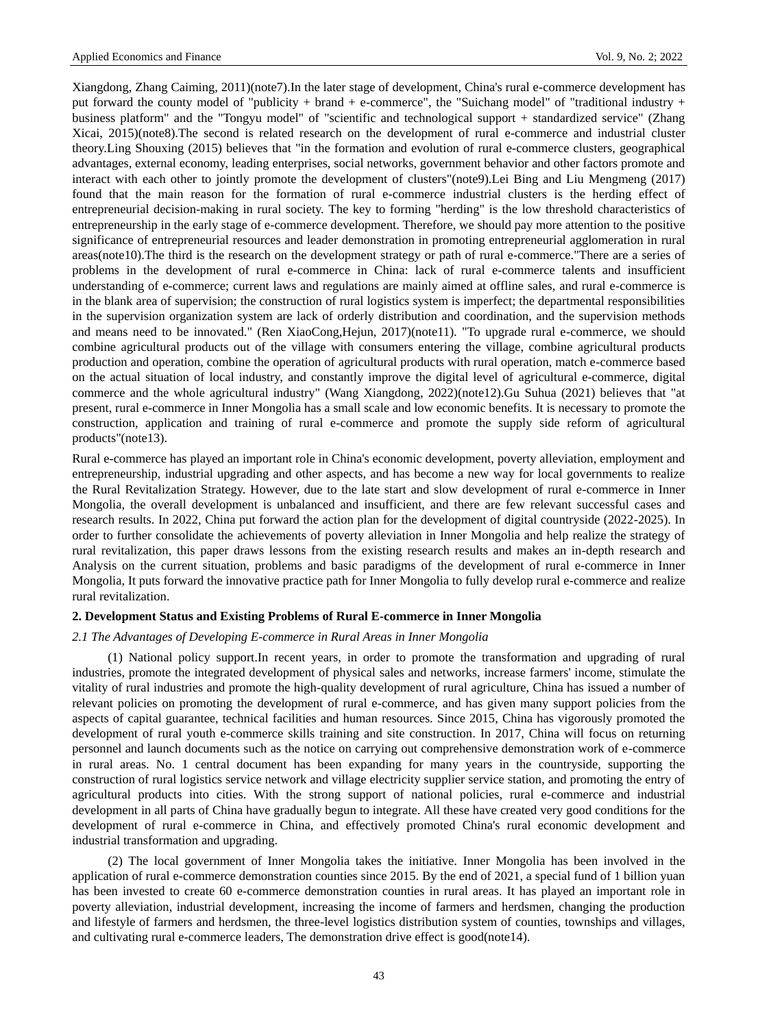Xiangdong, Zhang Caiming, 2011)(note7).In the later stage of development, China's rural e-commerce development has put forward the county model of "publicity + brand + e-commerce", the "Suichang model" of "traditional industry + business platform" and the "Tongyu model" of "scientific and technological support + standardized service" (Zhang Xicai, 2015)(note8).The second is related research on the development of rural e-commerce and industrial cluster theory.Ling Shouxing (2015) believes that "in the formation and evolution of rural e-commerce clusters, geographical advantages, external economy, leading enterprises, social networks, government behavior and other factors promote and interact with each other to jointly promote the development of clusters"(note9).Lei Bing and Liu Mengmeng (2017) found that the main reason for the formation of rural e-commerce industrial clusters is the herding effect of entrepreneurial decision-making in rural society. The key to forming "herding" is the low threshold characteristics of entrepreneurship in the early stage of e-commerce development. Therefore, we should pay more attention to the positive significance of entrepreneurial resources and leader demonstration in promoting entrepreneurial agglomeration in rural areas(note10).The third is the research on the development strategy or path of rural e-commerce."There are a series of problems in the development of rural e-commerce in China: lack of rural e-commerce talents and insufficient understanding of e-commerce; current laws and regulations are mainly aimed at offline sales, and rural e-commerce is in the blank area of supervision; the construction of rural logistics system is imperfect; the departmental responsibilities in the supervision organization system are lack of orderly distribution and coordination, and the supervision methods and means need to be innovated." (Ren XiaoCong,Hejun, 2017)(note11). "To upgrade rural e-commerce, we should combine agricultural products out of the village with consumers entering the village, combine agricultural products production and operation, combine the operation of agricultural products with rural operation, match e-commerce based on the actual situation of local industry, and constantly improve the digital level of agricultural e-commerce, digital commerce and the whole agricultural industry" (Wang Xiangdong, 2022)(note12).Gu Suhua (2021) believes that "at present, rural e-commerce in Inner Mongolia has a small scale and low economic benefits. It is necessary to promote the construction, application and training of rural e-commerce and promote the supply side reform of agricultural products"(note13).

Rural e-commerce has played an important role in China's economic development, poverty alleviation, employment and entrepreneurship, industrial upgrading and other aspects, and has become a new way for local governments to realize the Rural Revitalization Strategy. However, due to the late start and slow development of rural e-commerce in Inner Mongolia, the overall development is unbalanced and insufficient, and there are few relevant successful cases and research results. In 2022, China put forward the action plan for the development of digital countryside (2022-2025). In order to further consolidate the achievements of poverty alleviation in Inner Mongolia and help realize the strategy of rural revitalization, this paper draws lessons from the existing research results and makes an in-depth research and Analysis on the current situation, problems and basic paradigms of the development of rural e-commerce in Inner Mongolia, It puts forward the innovative practice path for Inner Mongolia to fully develop rural e-commerce and realize rural revitalization.

## 2. Development Status and Existing Problems of Rural E-commerce in Inner Mongolia

### *2.1 The Advantages of Developing E-commerce in Rural Areas in Inner Mongolia*

(1) National policy support.In recent years, in order to promote the transformation and upgrading of rural industries, promote the integrated development of physical sales and networks, increase farmers' income, stimulate the vitality of rural industries and promote the high-quality development of rural agriculture, China has issued a number of relevant policies on promoting the development of rural e-commerce, and has given many support policies from the aspects of capital guarantee, technical facilities and human resources. Since 2015, China has vigorously promoted the development of rural youth e-commerce skills training and site construction. In 2017, China will focus on returning personnel and launch documents such as the notice on carrying out comprehensive demonstration work of e-commerce in rural areas. No. 1 central document has been expanding for many years in the countryside, supporting the construction of rural logistics service network and village electricity supplier service station, and promoting the entry of agricultural products into cities. With the strong support of national policies, rural e-commerce and industrial development in all parts of China have gradually begun to integrate. All these have created very good conditions for the development of rural e-commerce in China, and effectively promoted China's rural economic development and industrial transformation and upgrading.

(2) The local government of Inner Mongolia takes the initiative. Inner Mongolia has been involved in the application of rural e-commerce demonstration counties since 2015. By the end of 2021, a special fund of 1 billion yuan has been invested to create 60 e-commerce demonstration counties in rural areas. It has played an important role in poverty alleviation, industrial development, increasing the income of farmers and herdsmen, changing the production and lifestyle of farmers and herdsmen, the three-level logistics distribution system of counties, townships and villages, and cultivating rural e-commerce leaders, The demonstration drive effect is good(note14).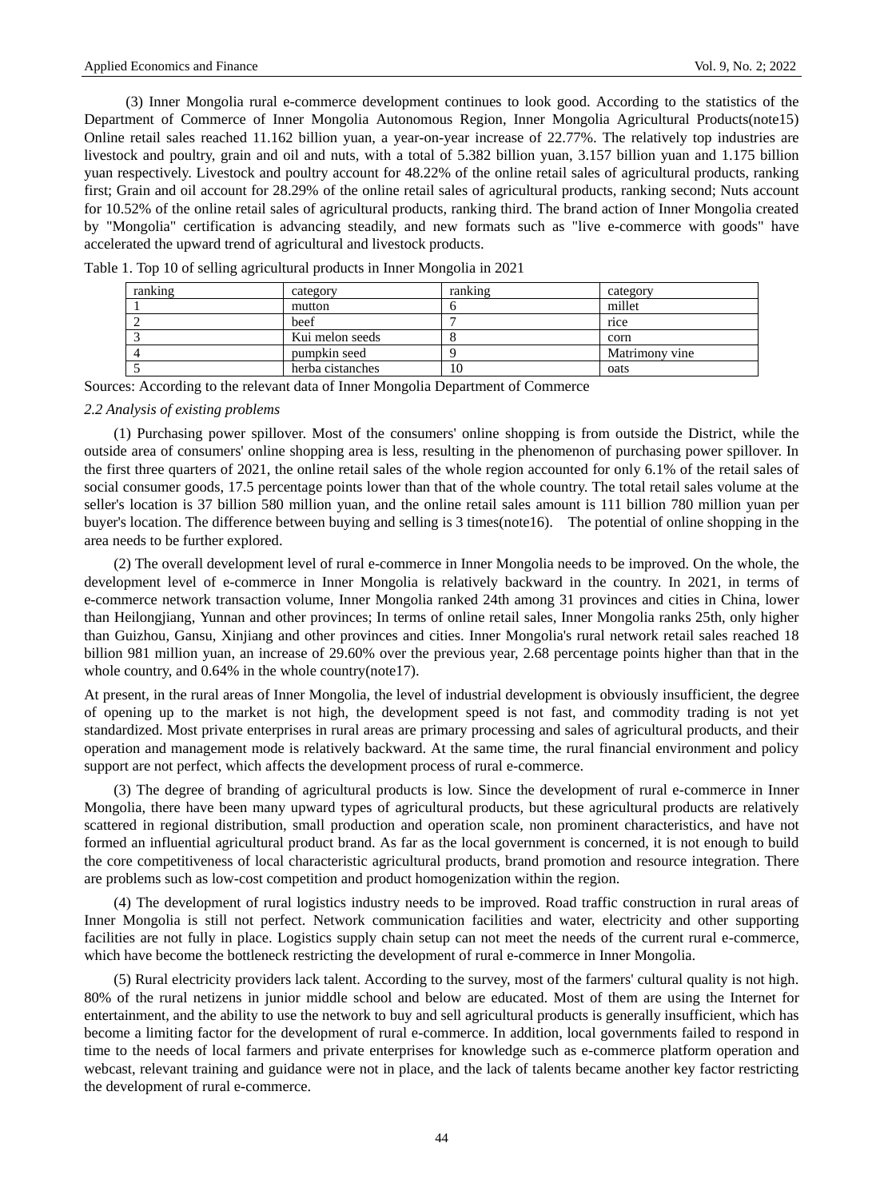(3) Inner Mongolia rural e-commerce development continues to look good. According to the statistics of the Department of Commerce of Inner Mongolia Autonomous Region, Inner Mongolia Agricultural Products(note15) Online retail sales reached 11.162 billion yuan, a year-on-year increase of 22.77%. The relatively top industries are livestock and poultry, grain and oil and nuts, with a total of 5.382 billion yuan, 3.157 billion yuan and 1.175 billion yuan respectively. Livestock and poultry account for 48.22% of the online retail sales of agricultural products, ranking first; Grain and oil account for 28.29% of the online retail sales of agricultural products, ranking second; Nuts account for 10.52% of the online retail sales of agricultural products, ranking third. The brand action of Inner Mongolia created by "Mongolia" certification is advancing steadily, and new formats such as "live e-commerce with goods" have accelerated the upward trend of agricultural and livestock products.

Table 1. Top 10 of selling agricultural products in Inner Mongolia in 2021

| ranking | category | ranking | category |
|---|---|---|---|
| 1 | mutton | 6 | millet |
| 2 | beef | 7 | rice |
| 3 | Kui melon seeds | 8 | corn |
| 4 | pumpkin seed | 9 | Matrimony vine |
| 5 | herba cistanches | 10 | oats |

Sources: According to the relevant data of Inner Mongolia Department of Commerce

*2.2 Analysis of existing problems*

(1) Purchasing power spillover. Most of the consumers' online shopping is from outside the District, while the outside area of consumers' online shopping area is less, resulting in the phenomenon of purchasing power spillover. In the first three quarters of 2021, the online retail sales of the whole region accounted for only 6.1% of the retail sales of social consumer goods, 17.5 percentage points lower than that of the whole country. The total retail sales volume at the seller's location is 37 billion 580 million yuan, and the online retail sales amount is 111 billion 780 million yuan per buyer's location. The difference between buying and selling is 3 times(note16). The potential of online shopping in the area needs to be further explored.

(2) The overall development level of rural e-commerce in Inner Mongolia needs to be improved. On the whole, the development level of e-commerce in Inner Mongolia is relatively backward in the country. In 2021, in terms of e-commerce network transaction volume, Inner Mongolia ranked 24th among 31 provinces and cities in China, lower than Heilongjiang, Yunnan and other provinces; In terms of online retail sales, Inner Mongolia ranks 25th, only higher than Guizhou, Gansu, Xinjiang and other provinces and cities. Inner Mongolia's rural network retail sales reached 18 billion 981 million yuan, an increase of 29.60% over the previous year, 2.68 percentage points higher than that in the whole country, and 0.64% in the whole country(note17).

At present, in the rural areas of Inner Mongolia, the level of industrial development is obviously insufficient, the degree of opening up to the market is not high, the development speed is not fast, and commodity trading is not yet standardized. Most private enterprises in rural areas are primary processing and sales of agricultural products, and their operation and management mode is relatively backward. At the same time, the rural financial environment and policy support are not perfect, which affects the development process of rural e-commerce.

(3) The degree of branding of agricultural products is low. Since the development of rural e-commerce in Inner Mongolia, there have been many upward types of agricultural products, but these agricultural products are relatively scattered in regional distribution, small production and operation scale, non prominent characteristics, and have not formed an influential agricultural product brand. As far as the local government is concerned, it is not enough to build the core competitiveness of local characteristic agricultural products, brand promotion and resource integration. There are problems such as low-cost competition and product homogenization within the region.

(4) The development of rural logistics industry needs to be improved. Road traffic construction in rural areas of Inner Mongolia is still not perfect. Network communication facilities and water, electricity and other supporting facilities are not fully in place. Logistics supply chain setup can not meet the needs of the current rural e-commerce, which have become the bottleneck restricting the development of rural e-commerce in Inner Mongolia.

(5) Rural electricity providers lack talent. According to the survey, most of the farmers' cultural quality is not high. 80% of the rural netizens in junior middle school and below are educated. Most of them are using the Internet for entertainment, and the ability to use the network to buy and sell agricultural products is generally insufficient, which has become a limiting factor for the development of rural e-commerce. In addition, local governments failed to respond in time to the needs of local farmers and private enterprises for knowledge such as e-commerce platform operation and webcast, relevant training and guidance were not in place, and the lack of talents became another key factor restricting the development of rural e-commerce.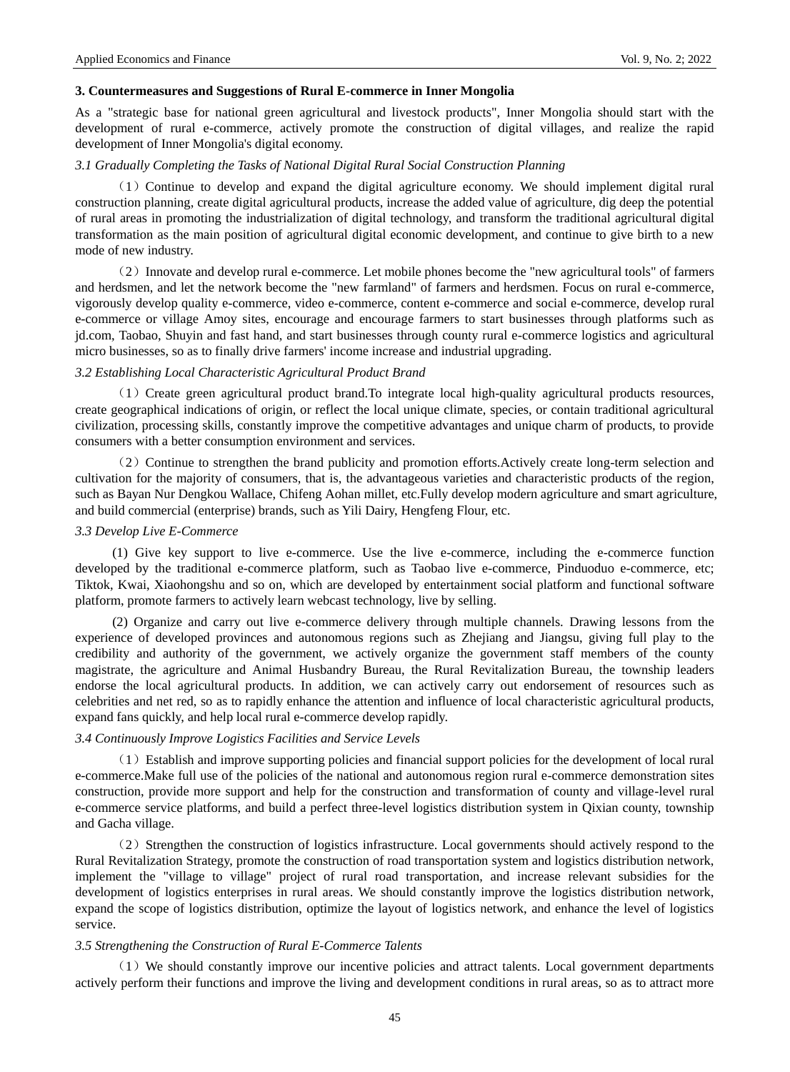## 3. Countermeasures and Suggestions of Rural E-commerce in Inner Mongolia

As a "strategic base for national green agricultural and livestock products", Inner Mongolia should start with the development of rural e-commerce, actively promote the construction of digital villages, and realize the rapid development of Inner Mongolia's digital economy.

### *3.1 Gradually Completing the Tasks of National Digital Rural Social Construction Planning*

（1）Continue to develop and expand the digital agriculture economy. We should implement digital rural construction planning, create digital agricultural products, increase the added value of agriculture, dig deep the potential of rural areas in promoting the industrialization of digital technology, and transform the traditional agricultural digital transformation as the main position of agricultural digital economic development, and continue to give birth to a new mode of new industry.

（2）Innovate and develop rural e-commerce. Let mobile phones become the "new agricultural tools" of farmers and herdsmen, and let the network become the "new farmland" of farmers and herdsmen. Focus on rural e-commerce, vigorously develop quality e-commerce, video e-commerce, content e-commerce and social e-commerce, develop rural e-commerce or village Amoy sites, encourage and encourage farmers to start businesses through platforms such as jd.com, Taobao, Shuyin and fast hand, and start businesses through county rural e-commerce logistics and agricultural micro businesses, so as to finally drive farmers' income increase and industrial upgrading.

### *3.2 Establishing Local Characteristic Agricultural Product Brand*

（1）Create green agricultural product brand.To integrate local high-quality agricultural products resources, create geographical indications of origin, or reflect the local unique climate, species, or contain traditional agricultural civilization, processing skills, constantly improve the competitive advantages and unique charm of products, to provide consumers with a better consumption environment and services.

（2）Continue to strengthen the brand publicity and promotion efforts.Actively create long-term selection and cultivation for the majority of consumers, that is, the advantageous varieties and characteristic products of the region, such as Bayan Nur Dengkou Wallace, Chifeng Aohan millet, etc.Fully develop modern agriculture and smart agriculture, and build commercial (enterprise) brands, such as Yili Dairy, Hengfeng Flour, etc.

### *3.3 Develop Live E-Commerce*

(1) Give key support to live e-commerce. Use the live e-commerce, including the e-commerce function developed by the traditional e-commerce platform, such as Taobao live e-commerce, Pinduoduo e-commerce, etc; Tiktok, Kwai, Xiaohongshu and so on, which are developed by entertainment social platform and functional software platform, promote farmers to actively learn webcast technology, live by selling.

(2) Organize and carry out live e-commerce delivery through multiple channels. Drawing lessons from the experience of developed provinces and autonomous regions such as Zhejiang and Jiangsu, giving full play to the credibility and authority of the government, we actively organize the government staff members of the county magistrate, the agriculture and Animal Husbandry Bureau, the Rural Revitalization Bureau, the township leaders endorse the local agricultural products. In addition, we can actively carry out endorsement of resources such as celebrities and net red, so as to rapidly enhance the attention and influence of local characteristic agricultural products, expand fans quickly, and help local rural e-commerce develop rapidly.

### *3.4 Continuously Improve Logistics Facilities and Service Levels*

（1）Establish and improve supporting policies and financial support policies for the development of local rural e-commerce.Make full use of the policies of the national and autonomous region rural e-commerce demonstration sites construction, provide more support and help for the construction and transformation of county and village-level rural e-commerce service platforms, and build a perfect three-level logistics distribution system in Qixian county, township and Gacha village.

（2）Strengthen the construction of logistics infrastructure. Local governments should actively respond to the Rural Revitalization Strategy, promote the construction of road transportation system and logistics distribution network, implement the "village to village" project of rural road transportation, and increase relevant subsidies for the development of logistics enterprises in rural areas. We should constantly improve the logistics distribution network, expand the scope of logistics distribution, optimize the layout of logistics network, and enhance the level of logistics service.

### *3.5 Strengthening the Construction of Rural E-Commerce Talents*

（1）We should constantly improve our incentive policies and attract talents. Local government departments actively perform their functions and improve the living and development conditions in rural areas, so as to attract more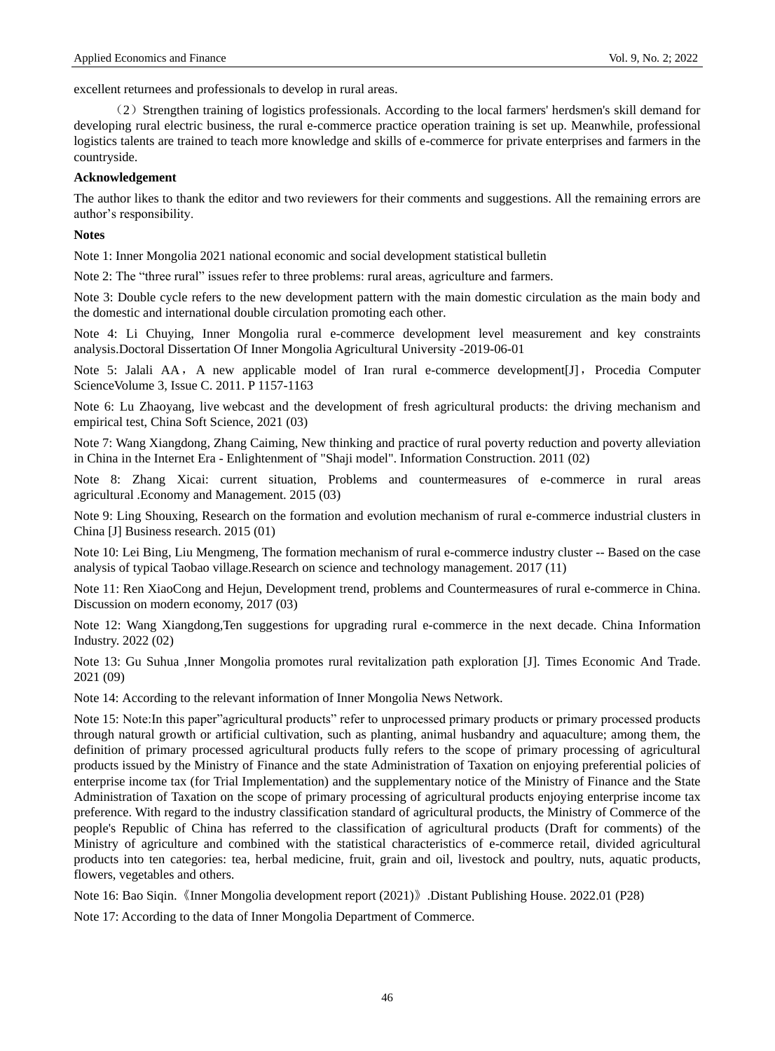excellent returnees and professionals to develop in rural areas.

（2）Strengthen training of logistics professionals. According to the local farmers' herdsmen's skill demand for developing rural electric business, the rural e-commerce practice operation training is set up. Meanwhile, professional logistics talents are trained to teach more knowledge and skills of e-commerce for private enterprises and farmers in the countryside.

**Acknowledgement**

The author likes to thank the editor and two reviewers for their comments and suggestions. All the remaining errors are author's responsibility.

**Notes**

Note 1: Inner Mongolia 2021 national economic and social development statistical bulletin

Note 2: The "three rural" issues refer to three problems: rural areas, agriculture and farmers.

Note 3: Double cycle refers to the new development pattern with the main domestic circulation as the main body and the domestic and international double circulation promoting each other.

Note 4: Li Chuying, Inner Mongolia rural e-commerce development level measurement and key constraints analysis.Doctoral Dissertation Of Inner Mongolia Agricultural University -2019-06-01

Note 5: Jalali AA，A new applicable model of Iran rural e-commerce development[J]，Procedia Computer ScienceVolume 3, Issue C. 2011. P 1157-1163

Note 6: Lu Zhaoyang, live webcast and the development of fresh agricultural products: the driving mechanism and empirical test, China Soft Science, 2021 (03)

Note 7: Wang Xiangdong, Zhang Caiming, New thinking and practice of rural poverty reduction and poverty alleviation in China in the Internet Era - Enlightenment of "Shaji model". Information Construction. 2011 (02)

Note 8: Zhang Xicai: current situation, Problems and countermeasures of e-commerce in rural areas agricultural .Economy and Management. 2015 (03)

Note 9: Ling Shouxing, Research on the formation and evolution mechanism of rural e-commerce industrial clusters in China [J] Business research. 2015 (01)

Note 10: Lei Bing, Liu Mengmeng, The formation mechanism of rural e-commerce industry cluster -- Based on the case analysis of typical Taobao village.Research on science and technology management. 2017 (11)

Note 11: Ren XiaoCong and Hejun, Development trend, problems and Countermeasures of rural e-commerce in China. Discussion on modern economy, 2017 (03)

Note 12: Wang Xiangdong,Ten suggestions for upgrading rural e-commerce in the next decade. China Information Industry. 2022 (02)

Note 13: Gu Suhua ,Inner Mongolia promotes rural revitalization path exploration [J]. Times Economic And Trade. 2021 (09)

Note 14: According to the relevant information of Inner Mongolia News Network.

Note 15: Note:In this paper"agricultural products" refer to unprocessed primary products or primary processed products through natural growth or artificial cultivation, such as planting, animal husbandry and aquaculture; among them, the definition of primary processed agricultural products fully refers to the scope of primary processing of agricultural products issued by the Ministry of Finance and the state Administration of Taxation on enjoying preferential policies of enterprise income tax (for Trial Implementation) and the supplementary notice of the Ministry of Finance and the State Administration of Taxation on the scope of primary processing of agricultural products enjoying enterprise income tax preference. With regard to the industry classification standard of agricultural products, the Ministry of Commerce of the people's Republic of China has referred to the classification of agricultural products (Draft for comments) of the Ministry of agriculture and combined with the statistical characteristics of e-commerce retail, divided agricultural products into ten categories: tea, herbal medicine, fruit, grain and oil, livestock and poultry, nuts, aquatic products, flowers, vegetables and others.

Note 16: Bao Siqin.《Inner Mongolia development report (2021)》.Distant Publishing House. 2022.01 (P28)

Note 17: According to the data of Inner Mongolia Department of Commerce.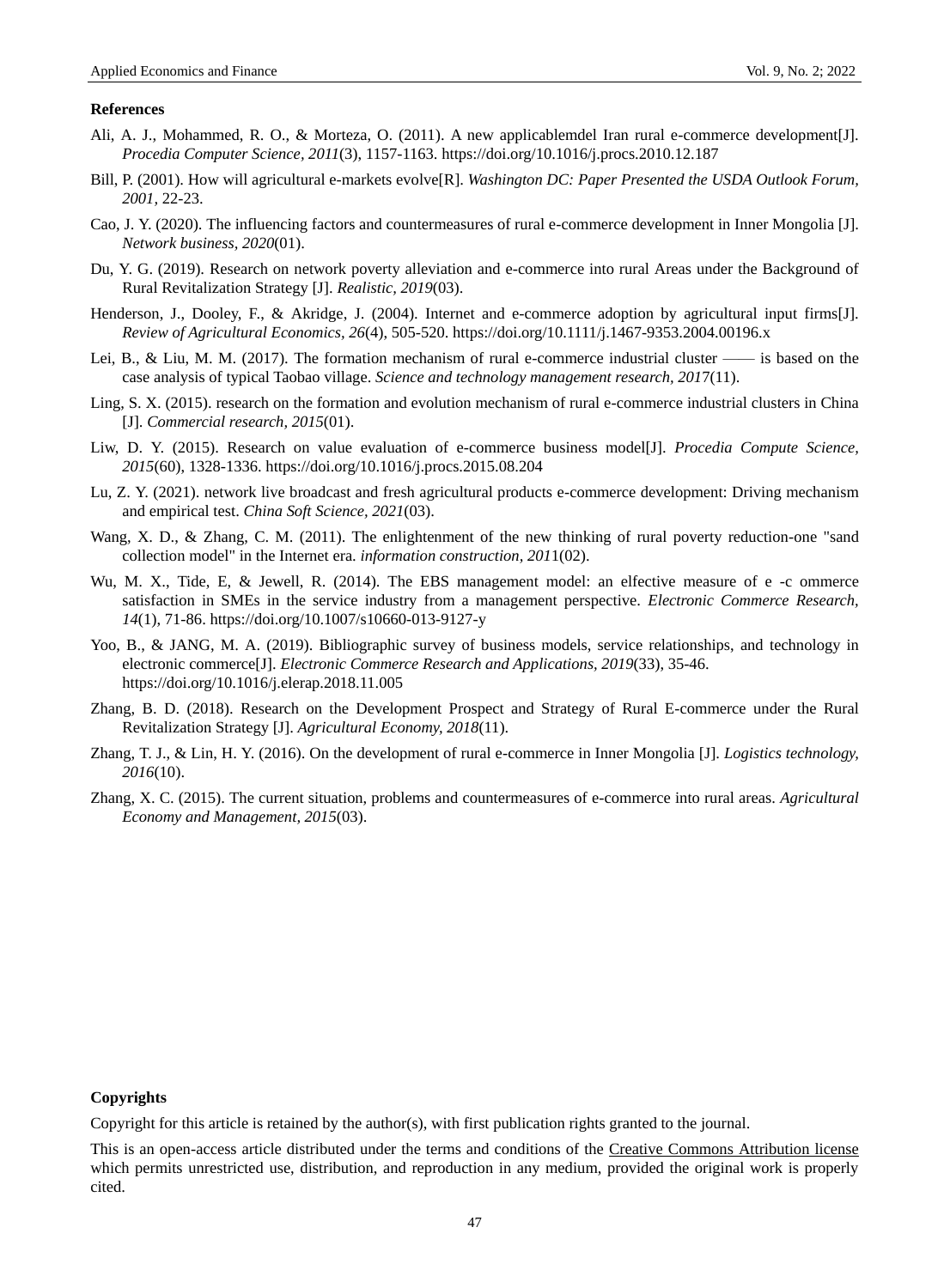**References**

Ali, A. J., Mohammed, R. O., & Morteza, O. (2011). A new applicablemdel Iran rural e-commerce development[J]. *Procedia Computer Science, 2011*(3), 1157-1163. https://doi.org/10.1016/j.procs.2010.12.187

Bill, P. (2001). How will agricultural e-markets evolve[R]. *Washington DC: Paper Presented the USDA Outlook Forum, 2001,* 22-23.

Cao, J. Y. (2020). The influencing factors and countermeasures of rural e-commerce development in Inner Mongolia [J]. *Network business, 2020*(01).

Du, Y. G. (2019). Research on network poverty alleviation and e-commerce into rural Areas under the Background of Rural Revitalization Strategy [J]. *Realistic, 2019*(03).

Henderson, J., Dooley, F., & Akridge, J. (2004). Internet and e-commerce adoption by agricultural input firms[J]. *Review of Agricultural Economics, 26*(4), 505-520. https://doi.org/10.1111/j.1467-9353.2004.00196.x

Lei, B., & Liu, M. M. (2017). The formation mechanism of rural e-commerce industrial cluster —— is based on the case analysis of typical Taobao village. *Science and technology management research, 2017*(11).

Ling, S. X. (2015). research on the formation and evolution mechanism of rural e-commerce industrial clusters in China [J]. *Commercial research, 2015*(01).

Liw, D. Y. (2015). Research on value evaluation of e-commerce business model[J]. *Procedia Compute Science, 2015*(60), 1328-1336. https://doi.org/10.1016/j.procs.2015.08.204

Lu, Z. Y. (2021). network live broadcast and fresh agricultural products e-commerce development: Driving mechanism and empirical test. *China Soft Science, 2021*(03).

Wang, X. D., & Zhang, C. M. (2011). The enlightenment of the new thinking of rural poverty reduction-one "sand collection model" in the Internet era. *information construction, 2011*(02).

Wu, M. X., Tide, E, & Jewell, R. (2014). The EBS management model: an elfective measure of e -c ommerce satisfaction in SMEs in the service industry from a management perspective. *Electronic Commerce Research, 14*(1), 71-86. https://doi.org/10.1007/s10660-013-9127-y

Yoo, B., & JANG, M. A. (2019). Bibliographic survey of business models, service relationships, and technology in electronic commerce[J]. *Electronic Commerce Research and Applications, 2019*(33), 35-46. https://doi.org/10.1016/j.elerap.2018.11.005

Zhang, B. D. (2018). Research on the Development Prospect and Strategy of Rural E-commerce under the Rural Revitalization Strategy [J]. *Agricultural Economy, 2018*(11).

Zhang, T. J., & Lin, H. Y. (2016). On the development of rural e-commerce in Inner Mongolia [J]. *Logistics technology, 2016*(10).

Zhang, X. C. (2015). The current situation, problems and countermeasures of e-commerce into rural areas. *Agricultural Economy and Management, 2015*(03).

**Copyrights**

Copyright for this article is retained by the author(s), with first publication rights granted to the journal.

This is an open-access article distributed under the terms and conditions of the Creative Commons Attribution license which permits unrestricted use, distribution, and reproduction in any medium, provided the original work is properly cited.